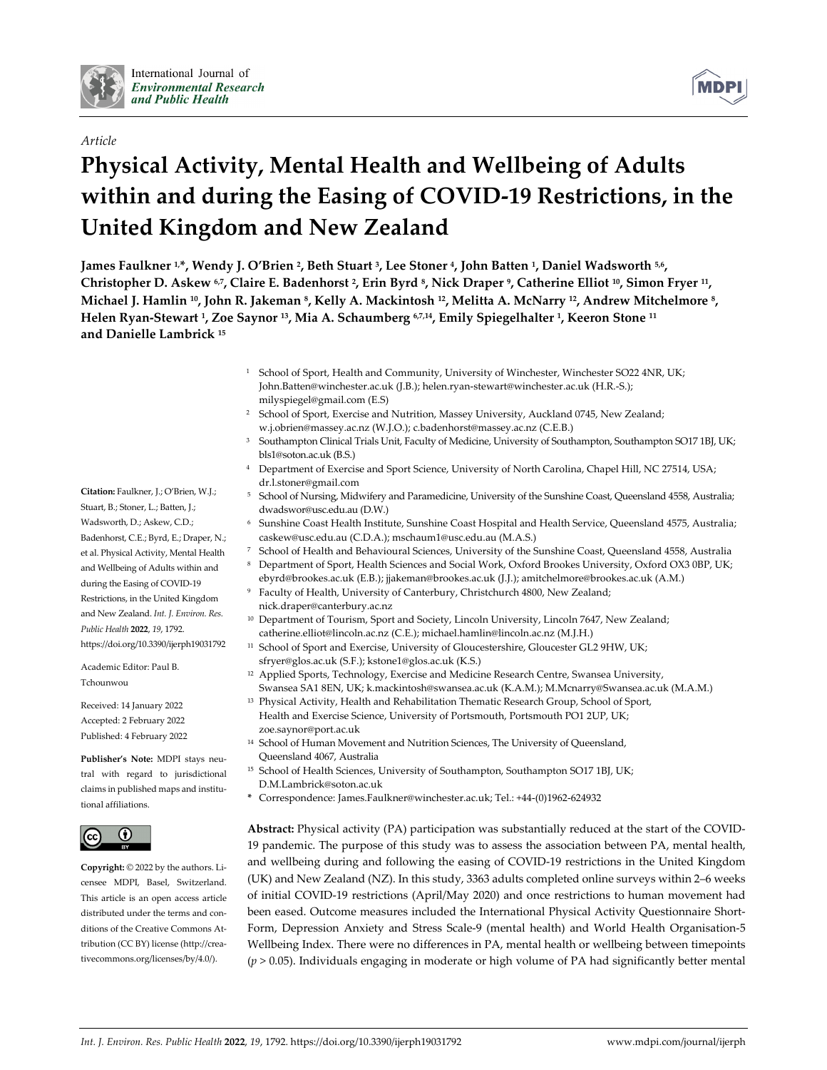*Article*

# Physical Activity, Mental Health and Wellbeing of Adults within and during the Easing of COVID-19 Restrictions, in the United Kingdom and New Zealand

**James Faulkner [1,*], Wendy J. O'Brien [2], Beth Stuart [3], Lee Stoner [4], John Batten [1], Daniel Wadsworth [5,6], Christopher D. Askew [6,7], Claire E. Badenhorst [2], Erin Byrd [8], Nick Draper [9], Catherine Elliot [10], Simon Fryer [11], Michael J. Hamlin [10], John R. Jakeman [8], Kelly A. Mackintosh [12], Melitta A. McNarry [12], Andrew Mitchelmore [8], Helen Ryan-Stewart [1], Zoe Saynor [13], Mia A. Schaumberg [6,7,14], Emily Spiegelhalter [1], Keeron Stone [11] and Danielle Lambrick [15]**

[1] School of Sport, Health and Community, University of Winchester, Winchester SO22 4NR, UK; John.Batten@winchester.ac.uk (J.B.); helen.ryan-stewart@winchester.ac.uk (H.R.-S.); milyspiegel@gmail.com (E.S)
[2] School of Sport, Exercise and Nutrition, Massey University, Auckland 0745, New Zealand; w.j.obrien@massey.ac.nz (W.J.O.); c.badenhorst@massey.ac.nz (C.E.B.)
[3] Southampton Clinical Trials Unit, Faculty of Medicine, University of Southampton, Southampton SO17 1BJ, UK; bls1@soton.ac.uk (B.S.)
[4] Department of Exercise and Sport Science, University of North Carolina, Chapel Hill, NC 27514, USA; dr.l.stoner@gmail.com
[5] School of Nursing, Midwifery and Paramedicine, University of the Sunshine Coast, Queensland 4558, Australia; dwadswor@usc.edu.au (D.W.)
[6] Sunshine Coast Health Institute, Sunshine Coast Hospital and Health Service, Queensland 4575, Australia; caskew@usc.edu.au (C.D.A.); mschaum1@usc.edu.au (M.A.S.)
[7] School of Health and Behavioural Sciences, University of the Sunshine Coast, Queensland 4558, Australia
[8] Department of Sport, Health Sciences and Social Work, Oxford Brookes University, Oxford OX3 0BP, UK; ebyrd@brookes.ac.uk (E.B.); jjakeman@brookes.ac.uk (J.J.); amitchelmore@brookes.ac.uk (A.M.)
[9] Faculty of Health, University of Canterbury, Christchurch 4800, New Zealand; nick.draper@canterbury.ac.nz
[10] Department of Tourism, Sport and Society, Lincoln University, Lincoln 7647, New Zealand; catherine.elliot@lincoln.ac.nz (C.E.); michael.hamlin@lincoln.ac.nz (M.J.H.)
[11] School of Sport and Exercise, University of Gloucestershire, Gloucester GL2 9HW, UK; sfryer@glos.ac.uk (S.F.); kstone1@glos.ac.uk (K.S.)
[12] Applied Sports, Technology, Exercise and Medicine Research Centre, Swansea University, Swansea SA1 8EN, UK; k.mackintosh@swansea.ac.uk (K.A.M.); M.Mcnarry@Swansea.ac.uk (M.A.M.)
[13] Physical Activity, Health and Rehabilitation Thematic Research Group, School of Sport, Health and Exercise Science, University of Portsmouth, Portsmouth PO1 2UP, UK; zoe.saynor@port.ac.uk
[14] School of Human Movement and Nutrition Sciences, The University of Queensland, Queensland 4067, Australia
[15] School of Health Sciences, University of Southampton, Southampton SO17 1BJ, UK; D.M.Lambrick@soton.ac.uk
* Correspondence: James.Faulkner@winchester.ac.uk; Tel.: +44-(0)1962-624932

**Citation:** Faulkner, J.; O'Brien, W.J.; Stuart, B.; Stoner, L.; Batten, J.; Wadsworth, D.; Askew, C.D.; Badenhorst, C.E.; Byrd, E.; Draper, N.; et al. Physical Activity, Mental Health and Wellbeing of Adults within and during the Easing of COVID-19 Restrictions, in the United Kingdom and New Zealand. *Int. J. Environ. Res. Public Health* **2022**, *19*, 1792. https://doi.org/10.3390/ijerph19031792

Academic Editor: Paul B. Tchounwou

Received: 14 January 2022
Accepted: 2 February 2022
Published: 4 February 2022

**Publisher's Note:** MDPI stays neutral with regard to jurisdictional claims in published maps and institutional affiliations.

**Copyright:** © 2022 by the authors. Licensee MDPI, Basel, Switzerland. This article is an open access article distributed under the terms and conditions of the Creative Commons Attribution (CC BY) license (http://creativecommons.org/licenses/by/4.0/).

**Abstract:** Physical activity (PA) participation was substantially reduced at the start of the COVID-19 pandemic. The purpose of this study was to assess the association between PA, mental health, and wellbeing during and following the easing of COVID-19 restrictions in the United Kingdom (UK) and New Zealand (NZ). In this study, 3363 adults completed online surveys within 2–6 weeks of initial COVID-19 restrictions (April/May 2020) and once restrictions to human movement had been eased. Outcome measures included the International Physical Activity Questionnaire Short-Form, Depression Anxiety and Stress Scale-9 (mental health) and World Health Organisation-5 Wellbeing Index. There were no differences in PA, mental health or wellbeing between timepoints ($p > 0.05$). Individuals engaging in moderate or high volume of PA had significantly better mental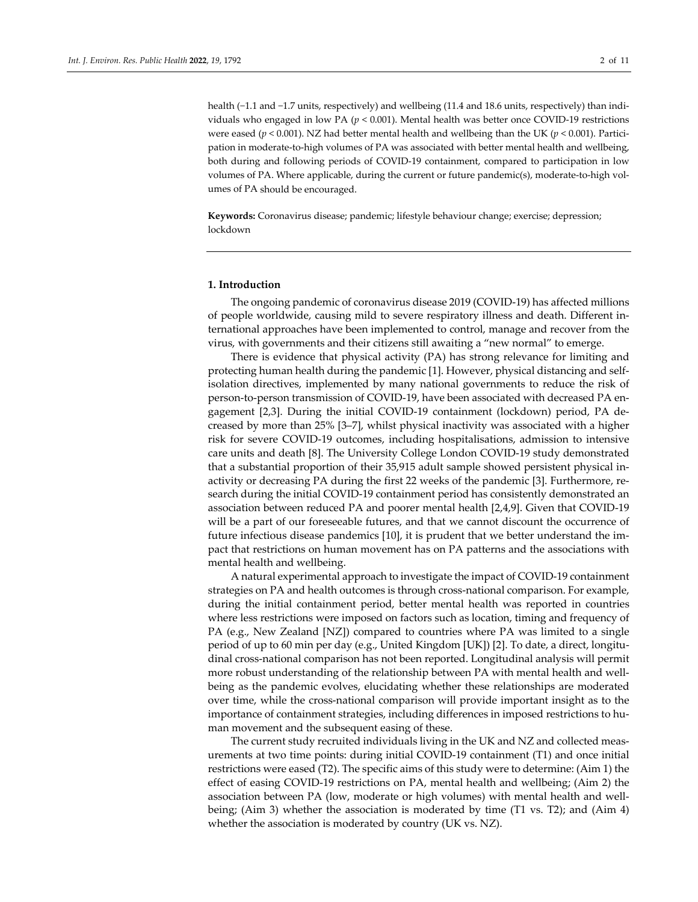health (−1.1 and −1.7 units, respectively) and wellbeing (11.4 and 18.6 units, respectively) than individuals who engaged in low PA ($p < 0.001$). Mental health was better once COVID-19 restrictions were eased ($p < 0.001$). NZ had better mental health and wellbeing than the UK ($p < 0.001$). Participation in moderate-to-high volumes of PA was associated with better mental health and wellbeing, both during and following periods of COVID-19 containment, compared to participation in low volumes of PA. Where applicable, during the current or future pandemic(s), moderate-to-high volumes of PA should be encouraged.

**Keywords:** Coronavirus disease; pandemic; lifestyle behaviour change; exercise; depression; lockdown

## 1. Introduction

The ongoing pandemic of coronavirus disease 2019 (COVID-19) has affected millions of people worldwide, causing mild to severe respiratory illness and death. Different international approaches have been implemented to control, manage and recover from the virus, with governments and their citizens still awaiting a "new normal" to emerge.

There is evidence that physical activity (PA) has strong relevance for limiting and protecting human health during the pandemic [1]. However, physical distancing and self-isolation directives, implemented by many national governments to reduce the risk of person-to-person transmission of COVID-19, have been associated with decreased PA engagement [2,3]. During the initial COVID-19 containment (lockdown) period, PA decreased by more than 25% [3–7], whilst physical inactivity was associated with a higher risk for severe COVID-19 outcomes, including hospitalisations, admission to intensive care units and death [8]. The University College London COVID-19 study demonstrated that a substantial proportion of their 35,915 adult sample showed persistent physical inactivity or decreasing PA during the first 22 weeks of the pandemic [3]. Furthermore, research during the initial COVID-19 containment period has consistently demonstrated an association between reduced PA and poorer mental health [2,4,9]. Given that COVID-19 will be a part of our foreseeable futures, and that we cannot discount the occurrence of future infectious disease pandemics [10], it is prudent that we better understand the impact that restrictions on human movement has on PA patterns and the associations with mental health and wellbeing.

A natural experimental approach to investigate the impact of COVID-19 containment strategies on PA and health outcomes is through cross-national comparison. For example, during the initial containment period, better mental health was reported in countries where less restrictions were imposed on factors such as location, timing and frequency of PA (e.g., New Zealand [NZ]) compared to countries where PA was limited to a single period of up to 60 min per day (e.g., United Kingdom [UK]) [2]. To date, a direct, longitudinal cross-national comparison has not been reported. Longitudinal analysis will permit more robust understanding of the relationship between PA with mental health and wellbeing as the pandemic evolves, elucidating whether these relationships are moderated over time, while the cross-national comparison will provide important insight as to the importance of containment strategies, including differences in imposed restrictions to human movement and the subsequent easing of these.

The current study recruited individuals living in the UK and NZ and collected measurements at two time points: during initial COVID-19 containment (T1) and once initial restrictions were eased (T2). The specific aims of this study were to determine: (Aim 1) the effect of easing COVID-19 restrictions on PA, mental health and wellbeing; (Aim 2) the association between PA (low, moderate or high volumes) with mental health and wellbeing; (Aim 3) whether the association is moderated by time (T1 vs. T2); and (Aim 4) whether the association is moderated by country (UK vs. NZ).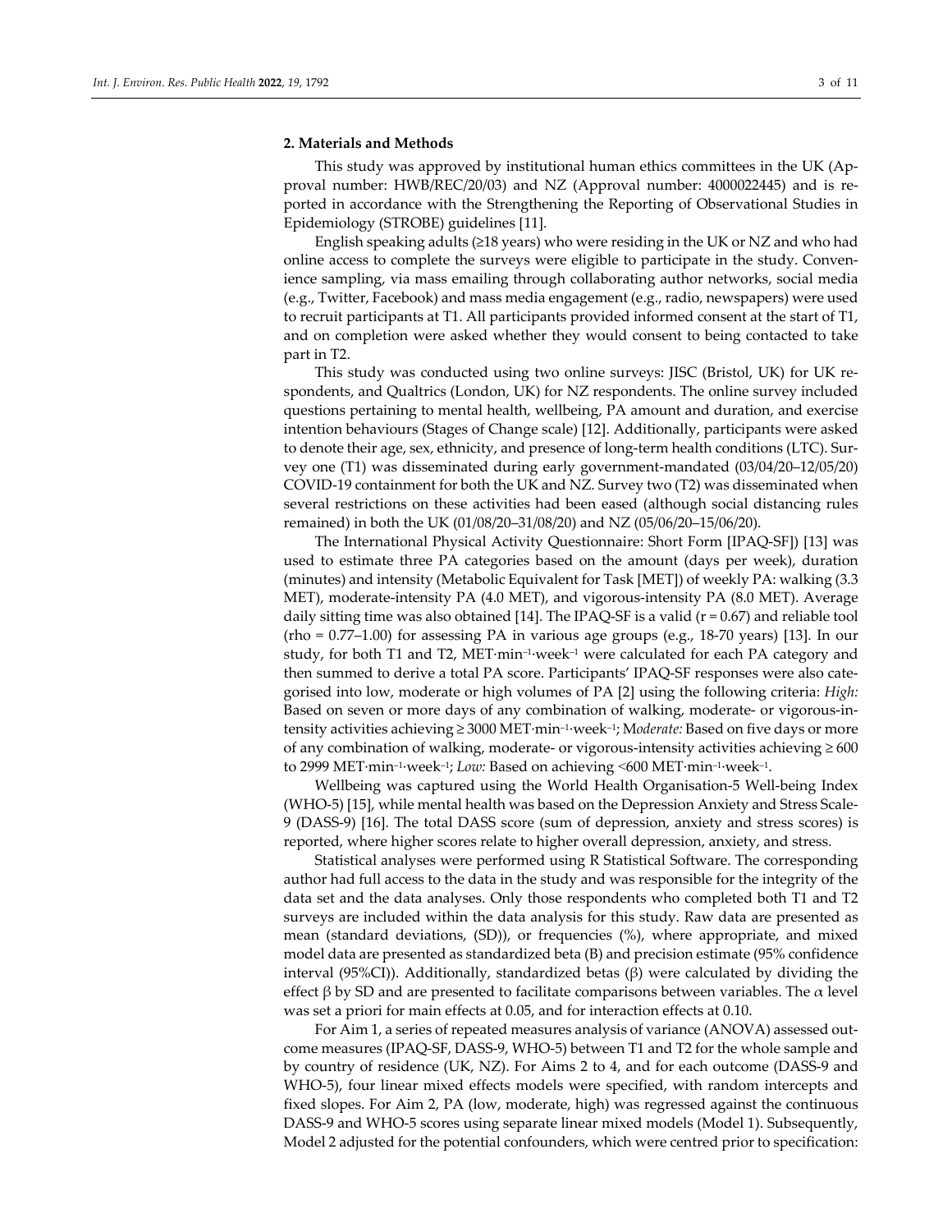## 2. Materials and Methods

This study was approved by institutional human ethics committees in the UK (Approval number: HWB/REC/20/03) and NZ (Approval number: 4000022445) and is reported in accordance with the Strengthening the Reporting of Observational Studies in Epidemiology (STROBE) guidelines [11].

English speaking adults (≥18 years) who were residing in the UK or NZ and who had online access to complete the surveys were eligible to participate in the study. Convenience sampling, via mass emailing through collaborating author networks, social media (e.g., Twitter, Facebook) and mass media engagement (e.g., radio, newspapers) were used to recruit participants at T1. All participants provided informed consent at the start of T1, and on completion were asked whether they would consent to being contacted to take part in T2.

This study was conducted using two online surveys: JISC (Bristol, UK) for UK respondents, and Qualtrics (London, UK) for NZ respondents. The online survey included questions pertaining to mental health, wellbeing, PA amount and duration, and exercise intention behaviours (Stages of Change scale) [12]. Additionally, participants were asked to denote their age, sex, ethnicity, and presence of long-term health conditions (LTC). Survey one (T1) was disseminated during early government-mandated (03/04/20–12/05/20) COVID-19 containment for both the UK and NZ. Survey two (T2) was disseminated when several restrictions on these activities had been eased (although social distancing rules remained) in both the UK (01/08/20–31/08/20) and NZ (05/06/20–15/06/20).

The International Physical Activity Questionnaire: Short Form [IPAQ-SF]) [13] was used to estimate three PA categories based on the amount (days per week), duration (minutes) and intensity (Metabolic Equivalent for Task [MET]) of weekly PA: walking (3.3 MET), moderate-intensity PA (4.0 MET), and vigorous-intensity PA (8.0 MET). Average daily sitting time was also obtained [14]. The IPAQ-SF is a valid (r = 0.67) and reliable tool (rho = 0.77–1.00) for assessing PA in various age groups (e.g., 18-70 years) [13]. In our study, for both T1 and T2, MET·min$^{-1}$·week$^{-1}$ were calculated for each PA category and then summed to derive a total PA score. Participants' IPAQ-SF responses were also categorised into low, moderate or high volumes of PA [2] using the following criteria: *High:* Based on seven or more days of any combination of walking, moderate- or vigorous-intensity activities achieving ≥ 3000 MET·min$^{-1}$·week$^{-1}$; M*oderate:* Based on five days or more of any combination of walking, moderate- or vigorous-intensity activities achieving ≥ 600 to 2999 MET·min$^{-1}$·week$^{-1}$; *Low:* Based on achieving <600 MET·min$^{-1}$·week$^{-1}$.

Wellbeing was captured using the World Health Organisation-5 Well-being Index (WHO-5) [15], while mental health was based on the Depression Anxiety and Stress Scale-9 (DASS-9) [16]. The total DASS score (sum of depression, anxiety and stress scores) is reported, where higher scores relate to higher overall depression, anxiety, and stress.

Statistical analyses were performed using R Statistical Software. The corresponding author had full access to the data in the study and was responsible for the integrity of the data set and the data analyses. Only those respondents who completed both T1 and T2 surveys are included within the data analysis for this study. Raw data are presented as mean (standard deviations, (SD)), or frequencies (%), where appropriate, and mixed model data are presented as standardized beta (B) and precision estimate (95% confidence interval (95%CI)). Additionally, standardized betas (β) were calculated by dividing the effect β by SD and are presented to facilitate comparisons between variables. The $\alpha$ level was set a priori for main effects at 0.05, and for interaction effects at 0.10.

For Aim 1, a series of repeated measures analysis of variance (ANOVA) assessed outcome measures (IPAQ-SF, DASS-9, WHO-5) between T1 and T2 for the whole sample and by country of residence (UK, NZ). For Aims 2 to 4, and for each outcome (DASS-9 and WHO-5), four linear mixed effects models were specified, with random intercepts and fixed slopes. For Aim 2, PA (low, moderate, high) was regressed against the continuous DASS-9 and WHO-5 scores using separate linear mixed models (Model 1). Subsequently, Model 2 adjusted for the potential confounders, which were centred prior to specification: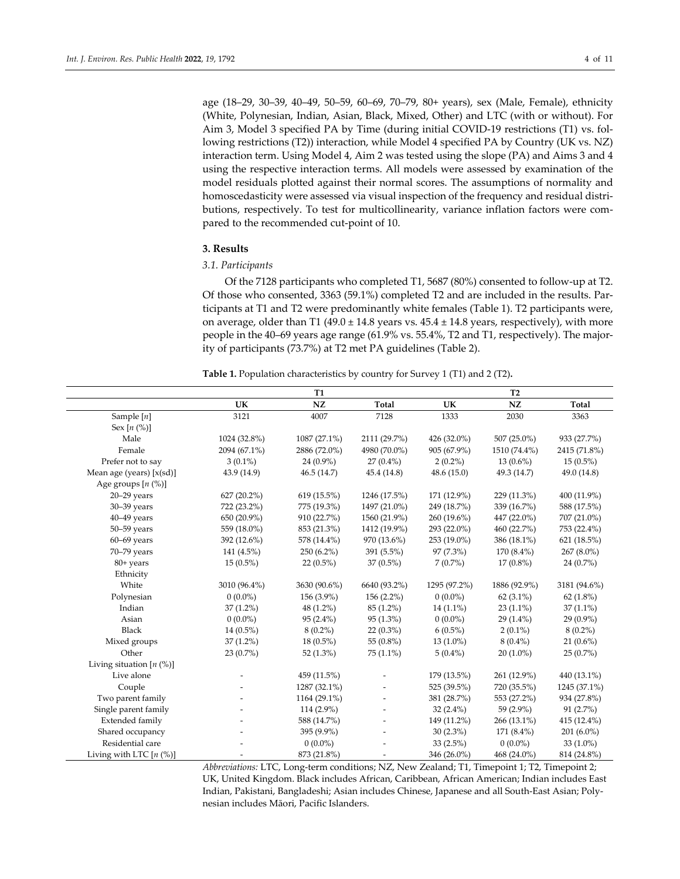age (18–29, 30–39, 40–49, 50–59, 60–69, 70–79, 80+ years), sex (Male, Female), ethnicity (White, Polynesian, Indian, Asian, Black, Mixed, Other) and LTC (with or without). For Aim 3, Model 3 specified PA by Time (during initial COVID-19 restrictions (T1) vs. following restrictions (T2)) interaction, while Model 4 specified PA by Country (UK vs. NZ) interaction term. Using Model 4, Aim 2 was tested using the slope (PA) and Aims 3 and 4 using the respective interaction terms. All models were assessed by examination of the model residuals plotted against their normal scores. The assumptions of normality and homoscedasticity were assessed via visual inspection of the frequency and residual distributions, respectively. To test for multicollinearity, variance inflation factors were compared to the recommended cut-point of 10.

## 3. Results

### *3.1. Participants*

Of the 7128 participants who completed T1, 5687 (80%) consented to follow-up at T2. Of those who consented, 3363 (59.1%) completed T2 and are included in the results. Participants at T1 and T2 were predominantly white females (Table 1). T2 participants were, on average, older than T1 (49.0 ± 14.8 years vs. 45.4 ± 14.8 years, respectively), with more people in the 40–69 years age range (61.9% vs. 55.4%, T2 and T1, respectively). The majority of participants (73.7%) at T2 met PA guidelines (Table 2).

**Table 1.** Population characteristics by country for Survey 1 (T1) and 2 (T2).

| | T1 | | | T2 | | |
|---|---|---|---|---|---|---|
| | **UK** | **NZ** | **Total** | **UK** | **NZ** | **Total** |
| Sample [*n*] | 3121 | 4007 | 7128 | 1333 | 2030 | 3363 |
| Sex [*n* (%)] | | | | | | |
| Male | 1024 (32.8%) | 1087 (27.1%) | 2111 (29.7%) | 426 (32.0%) | 507 (25.0%) | 933 (27.7%) |
| Female | 2094 (67.1%) | 2886 (72.0%) | 4980 (70.0%) | 905 (67.9%) | 1510 (74.4%) | 2415 (71.8%) |
| Prefer not to say | 3 (0.1%) | 24 (0.9%) | 27 (0.4%) | 2 (0.2%) | 13 (0.6%) | 15 (0.5%) |
| Mean age (years) [x(sd)] | 43.9 (14.9) | 46.5 (14.7) | 45.4 (14.8) | 48.6 (15.0) | 49.3 (14.7) | 49.0 (14.8) |
| Age groups [*n* (%)] | | | | | | |
| 20–29 years | 627 (20.2%) | 619 (15.5%) | 1246 (17.5%) | 171 (12.9%) | 229 (11.3%) | 400 (11.9%) |
| 30–39 years | 722 (23.2%) | 775 (19.3%) | 1497 (21.0%) | 249 (18.7%) | 339 (16.7%) | 588 (17.5%) |
| 40–49 years | 650 (20.9%) | 910 (22.7%) | 1560 (21.9%) | 260 (19.6%) | 447 (22.0%) | 707 (21.0%) |
| 50–59 years | 559 (18.0%) | 853 (21.3%) | 1412 (19.9%) | 293 (22.0%) | 460 (22.7%) | 753 (22.4%) |
| 60–69 years | 392 (12.6%) | 578 (14.4%) | 970 (13.6%) | 253 (19.0%) | 386 (18.1%) | 621 (18.5%) |
| 70–79 years | 141 (4.5%) | 250 (6.2%) | 391 (5.5%) | 97 (7.3%) | 170 (8.4%) | 267 (8.0%) |
| 80+ years | 15 (0.5%) | 22 (0.5%) | 37 (0.5%) | 7 (0.7%) | 17 (0.8%) | 24 (0.7%) |
| Ethnicity | | | | | | |
| White | 3010 (96.4%) | 3630 (90.6%) | 6640 (93.2%) | 1295 (97.2%) | 1886 (92.9%) | 3181 (94.6%) |
| Polynesian | 0 (0.0%) | 156 (3.9%) | 156 (2.2%) | 0 (0.0%) | 62 (3.1%) | 62 (1.8%) |
| Indian | 37 (1.2%) | 48 (1.2%) | 85 (1.2%) | 14 (1.1%) | 23 (1.1%) | 37 (1.1%) |
| Asian | 0 (0.0%) | 95 (2.4%) | 95 (1.3%) | 0 (0.0%) | 29 (1.4%) | 29 (0.9%) |
| Black | 14 (0.5%) | 8 (0.2%) | 22 (0.3%) | 6 (0.5%) | 2 (0.1%) | 8 (0.2%) |
| Mixed groups | 37 (1.2%) | 18 (0.5%) | 55 (0.8%) | 13 (1.0%) | 8 (0.4%) | 21 (0.6%) |
| Other | 23 (0.7%) | 52 (1.3%) | 75 (1.1%) | 5 (0.4%) | 20 (1.0%) | 25 (0.7%) |
| Living situation [*n* (%)] | | | | | | |
| Live alone | - | 459 (11.5%) | - | 179 (13.5%) | 261 (12.9%) | 440 (13.1%) |
| Couple | - | 1287 (32.1%) | - | 525 (39.5%) | 720 (35.5%) | 1245 (37.1%) |
| Two parent family | - | 1164 (29.1%) | - | 381 (28.7%) | 553 (27.2%) | 934 (27.8%) |
| Single parent family | - | 114 (2.9%) | - | 32 (2.4%) | 59 (2.9%) | 91 (2.7%) |
| Extended family | - | 588 (14.7%) | - | 149 (11.2%) | 266 (13.1%) | 415 (12.4%) |
| Shared occupancy | - | 395 (9.9%) | - | 30 (2.3%) | 171 (8.4%) | 201 (6.0%) |
| Residential care | - | 0 (0.0%) | - | 33 (2.5%) | 0 (0.0%) | 33 (1.0%) |
| Living with LTC [*n* (%)] | - | 873 (21.8%) | - | 346 (26.0%) | 468 (24.0%) | 814 (24.8%) |

*Abbreviations:* LTC, Long-term conditions; NZ, New Zealand; T1, Timepoint 1; T2, Timepoint 2; UK, United Kingdom. Black includes African, Caribbean, African American; Indian includes East Indian, Pakistani, Bangladeshi; Asian includes Chinese, Japanese and all South-East Asian; Polynesian includes Māori, Pacific Islanders.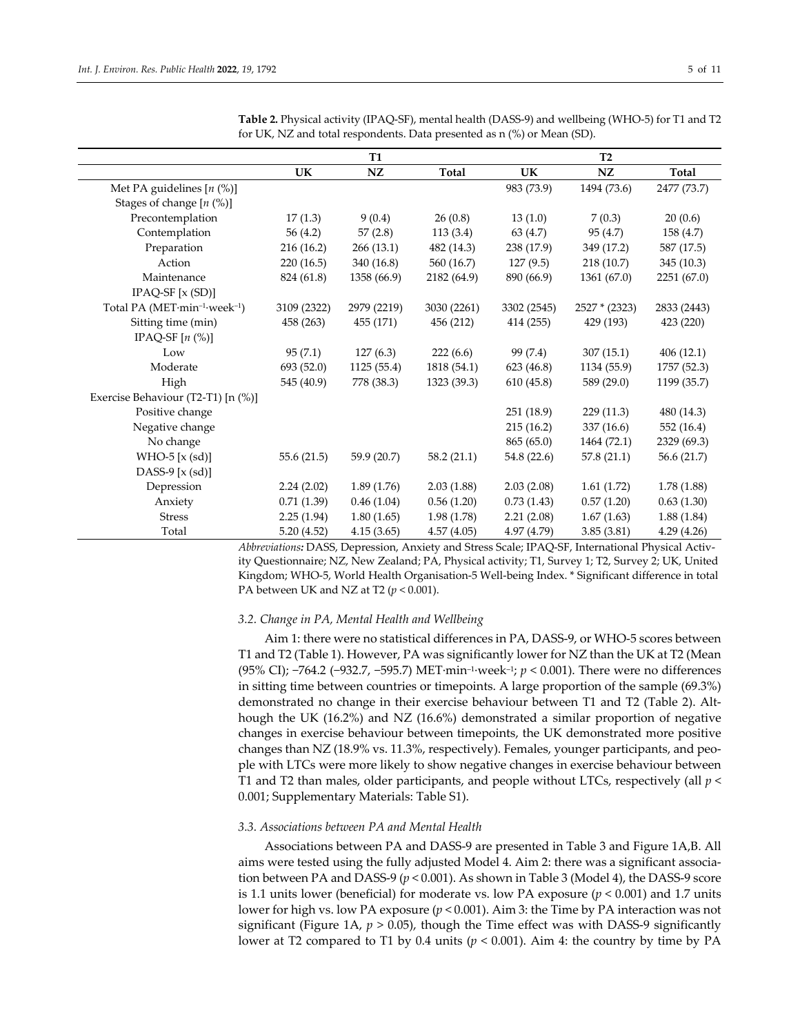**Table 2.** Physical activity (IPAQ-SF), mental health (DASS-9) and wellbeing (WHO-5) for T1 and T2 for UK, NZ and total respondents. Data presented as n (%) or Mean (SD).

| | T1 | | | T2 | | |
|---|---|---|---|---|---|---|
| | **UK** | **NZ** | **Total** | **UK** | **NZ** | **Total** |
| Met PA guidelines [*n* (%)] | | | | 983 (73.9) | 1494 (73.6) | 2477 (73.7) |
| Stages of change [*n* (%)] | | | | | | |
| Precontemplation | 17 (1.3) | 9 (0.4) | 26 (0.8) | 13 (1.0) | 7 (0.3) | 20 (0.6) |
| Contemplation | 56 (4.2) | 57 (2.8) | 113 (3.4) | 63 (4.7) | 95 (4.7) | 158 (4.7) |
| Preparation | 216 (16.2) | 266 (13.1) | 482 (14.3) | 238 (17.9) | 349 (17.2) | 587 (17.5) |
| Action | 220 (16.5) | 340 (16.8) | 560 (16.7) | 127 (9.5) | 218 (10.7) | 345 (10.3) |
| Maintenance | 824 (61.8) | 1358 (66.9) | 2182 (64.9) | 890 (66.9) | 1361 (67.0) | 2251 (67.0) |
| IPAQ-SF [x (SD)] | | | | | | |
| Total PA (MET·min$^{-1}$·week$^{-1}$) | 3109 (2322) | 2979 (2219) | 3030 (2261) | 3302 (2545) | 2527 * (2323) | 2833 (2443) |
| Sitting time (min) | 458 (263) | 455 (171) | 456 (212) | 414 (255) | 429 (193) | 423 (220) |
| IPAQ-SF [*n* (%)] | | | | | | |
| Low | 95 (7.1) | 127 (6.3) | 222 (6.6) | 99 (7.4) | 307 (15.1) | 406 (12.1) |
| Moderate | 693 (52.0) | 1125 (55.4) | 1818 (54.1) | 623 (46.8) | 1134 (55.9) | 1757 (52.3) |
| High | 545 (40.9) | 778 (38.3) | 1323 (39.3) | 610 (45.8) | 589 (29.0) | 1199 (35.7) |
| Exercise Behaviour (T2-T1) [n (%)] | | | | | | |
| Positive change | | | | 251 (18.9) | 229 (11.3) | 480 (14.3) |
| Negative change | | | | 215 (16.2) | 337 (16.6) | 552 (16.4) |
| No change | | | | 865 (65.0) | 1464 (72.1) | 2329 (69.3) |
| WHO-5 [x (sd)] | 55.6 (21.5) | 59.9 (20.7) | 58.2 (21.1) | 54.8 (22.6) | 57.8 (21.1) | 56.6 (21.7) |
| DASS-9 [x (sd)] | | | | | | |
| Depression | 2.24 (2.02) | 1.89 (1.76) | 2.03 (1.88) | 2.03 (2.08) | 1.61 (1.72) | 1.78 (1.88) |
| Anxiety | 0.71 (1.39) | 0.46 (1.04) | 0.56 (1.20) | 0.73 (1.43) | 0.57 (1.20) | 0.63 (1.30) |
| Stress | 2.25 (1.94) | 1.80 (1.65) | 1.98 (1.78) | 2.21 (2.08) | 1.67 (1.63) | 1.88 (1.84) |
| Total | 5.20 (4.52) | 4.15 (3.65) | 4.57 (4.05) | 4.97 (4.79) | 3.85 (3.81) | 4.29 (4.26) |

*Abbreviations:* DASS, Depression, Anxiety and Stress Scale; IPAQ-SF, International Physical Activity Questionnaire; NZ, New Zealand; PA, Physical activity; T1, Survey 1; T2, Survey 2; UK, United Kingdom; WHO-5, World Health Organisation-5 Well-being Index. * Significant difference in total PA between UK and NZ at T2 ($p < 0.001$).

### 3.2. Change in PA, Mental Health and Wellbeing

Aim 1: there were no statistical differences in PA, DASS-9, or WHO-5 scores between T1 and T2 (Table 1). However, PA was significantly lower for NZ than the UK at T2 (Mean (95% CI); −764.2 (−932.7, −595.7) MET·min$^{-1}$·week$^{-1}$; $p < 0.001$). There were no differences in sitting time between countries or timepoints. A large proportion of the sample (69.3%) demonstrated no change in their exercise behaviour between T1 and T2 (Table 2). Although the UK (16.2%) and NZ (16.6%) demonstrated a similar proportion of negative changes in exercise behaviour between timepoints, the UK demonstrated more positive changes than NZ (18.9% vs. 11.3%, respectively). Females, younger participants, and people with LTCs were more likely to show negative changes in exercise behaviour between T1 and T2 than males, older participants, and people without LTCs, respectively (all $p < 0.001$; Supplementary Materials: Table S1).

### 3.3. Associations between PA and Mental Health

Associations between PA and DASS-9 are presented in Table 3 and Figure 1A,B. All aims were tested using the fully adjusted Model 4. Aim 2: there was a significant association between PA and DASS-9 ($p < 0.001$). As shown in Table 3 (Model 4), the DASS-9 score is 1.1 units lower (beneficial) for moderate vs. low PA exposure ($p < 0.001$) and 1.7 units lower for high vs. low PA exposure ($p < 0.001$). Aim 3: the Time by PA interaction was not significant (Figure 1A, $p > 0.05$), though the Time effect was with DASS-9 significantly lower at T2 compared to T1 by 0.4 units ($p < 0.001$). Aim 4: the country by time by PA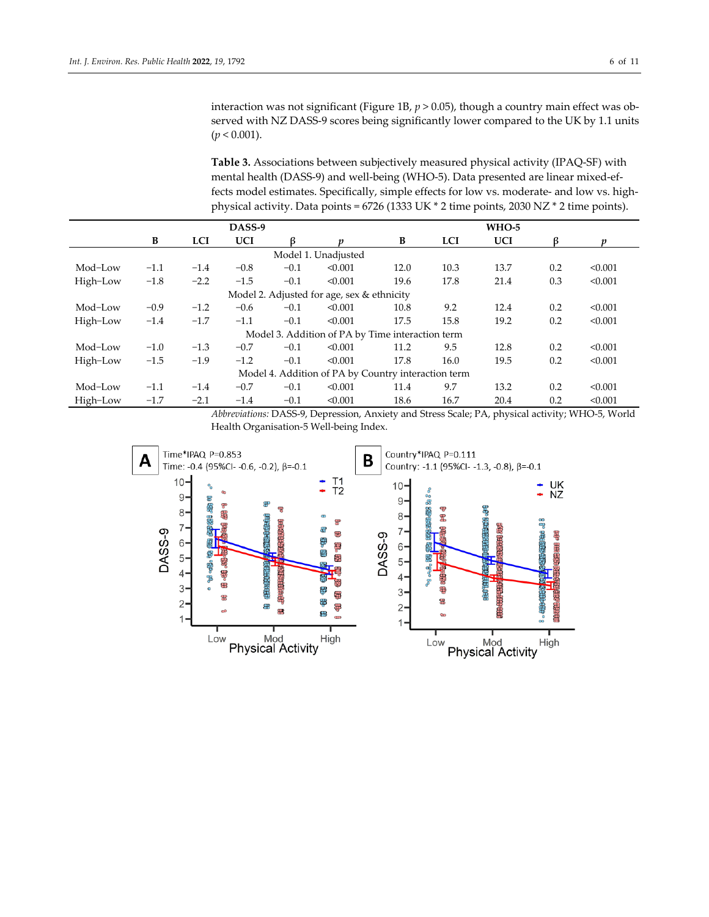interaction was not significant (Figure 1B, $p > 0.05$), though a country main effect was observed with NZ DASS-9 scores being significantly lower compared to the UK by 1.1 units ($p < 0.001$).

**Table 3.** Associations between subjectively measured physical activity (IPAQ-SF) with mental health (DASS-9) and well-being (WHO-5). Data presented are linear mixed-effects model estimates. Specifically, simple effects for low vs. moderate- and low vs. high-physical activity. Data points = 6726 (1333 UK * 2 time points, 2030 NZ * 2 time points).

| | DASS-9 | | | | | WHO-5 | | | | |
|---|---|---|---|---|---|---|---|---|---|---|
| | B | LCI | UCI | β | p | B | LCI | UCI | β | p |
| Model 1. Unadjusted | | | | | | | | | | |
| Mod−Low | −1.1 | −1.4 | −0.8 | −0.1 | <0.001 | 12.0 | 10.3 | 13.7 | 0.2 | <0.001 |
| High−Low | −1.8 | −2.2 | −1.5 | −0.1 | <0.001 | 19.6 | 17.8 | 21.4 | 0.3 | <0.001 |
| Model 2. Adjusted for age, sex & ethnicity | | | | | | | | | | |
| Mod−Low | −0.9 | −1.2 | −0.6 | −0.1 | <0.001 | 10.8 | 9.2 | 12.4 | 0.2 | <0.001 |
| High−Low | −1.4 | −1.7 | −1.1 | −0.1 | <0.001 | 17.5 | 15.8 | 19.2 | 0.2 | <0.001 |
| Model 3. Addition of PA by Time interaction term | | | | | | | | | | |
| Mod−Low | −1.0 | −1.3 | −0.7 | −0.1 | <0.001 | 11.2 | 9.5 | 12.8 | 0.2 | <0.001 |
| High−Low | −1.5 | −1.9 | −1.2 | −0.1 | <0.001 | 17.8 | 16.0 | 19.5 | 0.2 | <0.001 |
| Model 4. Addition of PA by Country interaction term | | | | | | | | | | |
| Mod−Low | −1.1 | −1.4 | −0.7 | −0.1 | <0.001 | 11.4 | 9.7 | 13.2 | 0.2 | <0.001 |
| High−Low | −1.7 | −2.1 | −1.4 | −0.1 | <0.001 | 18.6 | 16.7 | 20.4 | 0.2 | <0.001 |

*Abbreviations:* DASS-9, Depression, Anxiety and Stress Scale; PA, physical activity; WHO-5, World Health Organisation-5 Well-being Index.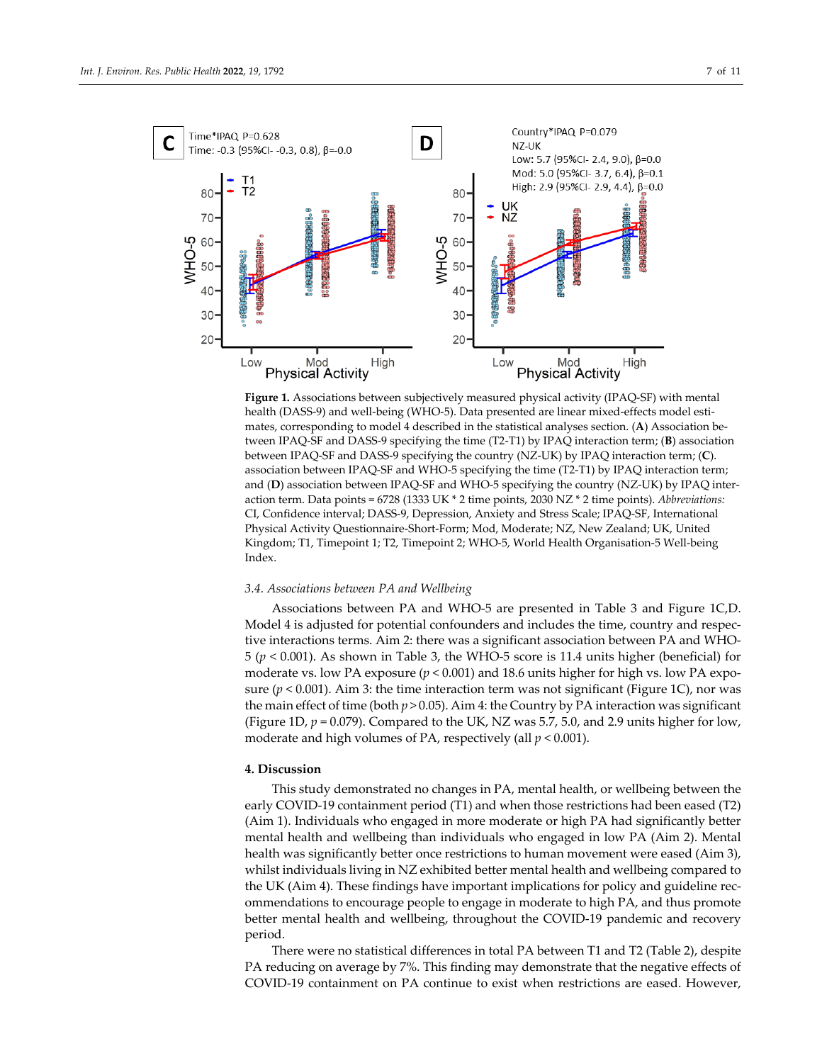**Figure 1.** Associations between subjectively measured physical activity (IPAQ-SF) with mental health (DASS-9) and well-being (WHO-5). Data presented are linear mixed-effects model estimates, corresponding to model 4 described in the statistical analyses section. (**A**) Association between IPAQ-SF and DASS-9 specifying the time (T2-T1) by IPAQ interaction term; (**B**) association between IPAQ-SF and DASS-9 specifying the country (NZ-UK) by IPAQ interaction term; (**C**). association between IPAQ-SF and WHO-5 specifying the time (T2-T1) by IPAQ interaction term; and (**D**) association between IPAQ-SF and WHO-5 specifying the country (NZ-UK) by IPAQ interaction term. Data points = 6728 (1333 UK * 2 time points, 2030 NZ * 2 time points). *Abbreviations:* CI, Confidence interval; DASS-9, Depression, Anxiety and Stress Scale; IPAQ-SF, International Physical Activity Questionnaire-Short-Form; Mod, Moderate; NZ, New Zealand; UK, United Kingdom; T1, Timepoint 1; T2, Timepoint 2; WHO-5, World Health Organisation-5 Well-being Index.

### *3.4. Associations between PA and Wellbeing*

Associations between PA and WHO-5 are presented in Table 3 and Figure 1C,D. Model 4 is adjusted for potential confounders and includes the time, country and respective interactions terms. Aim 2: there was a significant association between PA and WHO-5 ($p < 0.001$). As shown in Table 3, the WHO-5 score is 11.4 units higher (beneficial) for moderate vs. low PA exposure ($p < 0.001$) and 18.6 units higher for high vs. low PA exposure ($p < 0.001$). Aim 3: the time interaction term was not significant (Figure 1C), nor was the main effect of time (both $p > 0.05$). Aim 4: the Country by PA interaction was significant (Figure 1D, $p = 0.079$). Compared to the UK, NZ was 5.7, 5.0, and 2.9 units higher for low, moderate and high volumes of PA, respectively (all $p < 0.001$).

## 4. Discussion

This study demonstrated no changes in PA, mental health, or wellbeing between the early COVID-19 containment period (T1) and when those restrictions had been eased (T2) (Aim 1). Individuals who engaged in more moderate or high PA had significantly better mental health and wellbeing than individuals who engaged in low PA (Aim 2). Mental health was significantly better once restrictions to human movement were eased (Aim 3), whilst individuals living in NZ exhibited better mental health and wellbeing compared to the UK (Aim 4). These findings have important implications for policy and guideline recommendations to encourage people to engage in moderate to high PA, and thus promote better mental health and wellbeing, throughout the COVID-19 pandemic and recovery period.

There were no statistical differences in total PA between T1 and T2 (Table 2), despite PA reducing on average by 7%. This finding may demonstrate that the negative effects of COVID-19 containment on PA continue to exist when restrictions are eased. However,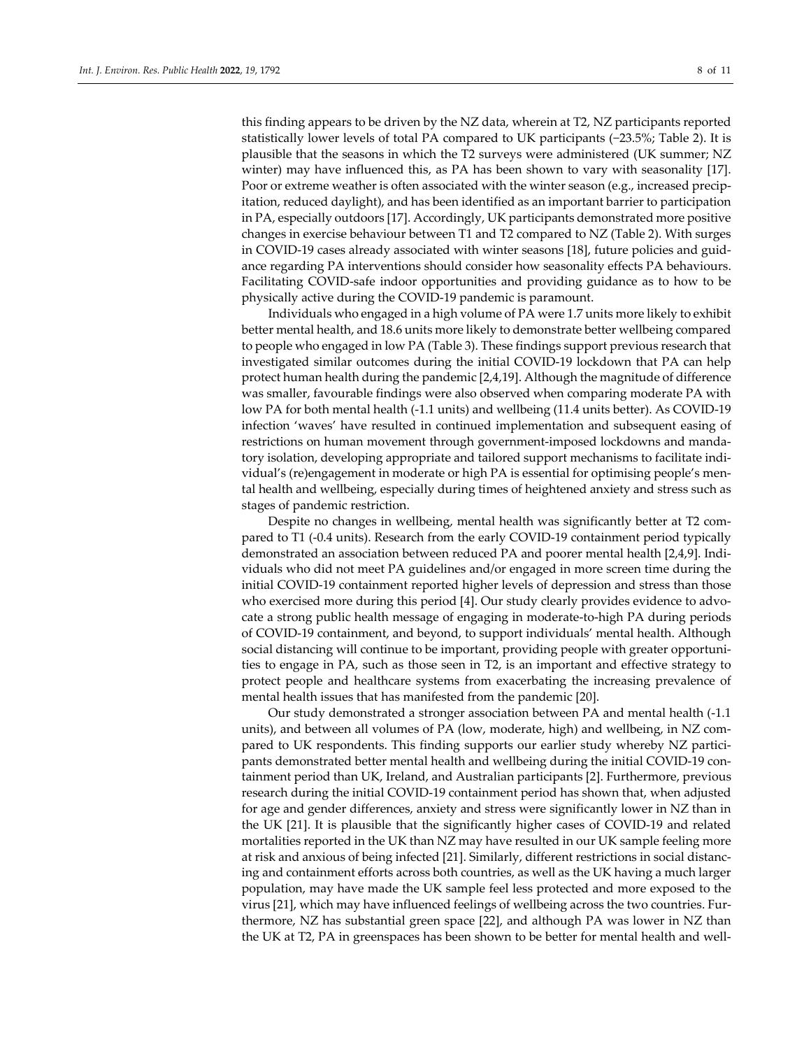this finding appears to be driven by the NZ data, wherein at T2, NZ participants reported statistically lower levels of total PA compared to UK participants (−23.5%; Table 2). It is plausible that the seasons in which the T2 surveys were administered (UK summer; NZ winter) may have influenced this, as PA has been shown to vary with seasonality [17]. Poor or extreme weather is often associated with the winter season (e.g., increased precipitation, reduced daylight), and has been identified as an important barrier to participation in PA, especially outdoors [17]. Accordingly, UK participants demonstrated more positive changes in exercise behaviour between T1 and T2 compared to NZ (Table 2). With surges in COVID-19 cases already associated with winter seasons [18], future policies and guidance regarding PA interventions should consider how seasonality effects PA behaviours. Facilitating COVID-safe indoor opportunities and providing guidance as to how to be physically active during the COVID-19 pandemic is paramount.

Individuals who engaged in a high volume of PA were 1.7 units more likely to exhibit better mental health, and 18.6 units more likely to demonstrate better wellbeing compared to people who engaged in low PA (Table 3). These findings support previous research that investigated similar outcomes during the initial COVID-19 lockdown that PA can help protect human health during the pandemic [2,4,19]. Although the magnitude of difference was smaller, favourable findings were also observed when comparing moderate PA with low PA for both mental health (-1.1 units) and wellbeing (11.4 units better). As COVID-19 infection 'waves' have resulted in continued implementation and subsequent easing of restrictions on human movement through government-imposed lockdowns and mandatory isolation, developing appropriate and tailored support mechanisms to facilitate individual's (re)engagement in moderate or high PA is essential for optimising people's mental health and wellbeing, especially during times of heightened anxiety and stress such as stages of pandemic restriction.

Despite no changes in wellbeing, mental health was significantly better at T2 compared to T1 (-0.4 units). Research from the early COVID-19 containment period typically demonstrated an association between reduced PA and poorer mental health [2,4,9]. Individuals who did not meet PA guidelines and/or engaged in more screen time during the initial COVID-19 containment reported higher levels of depression and stress than those who exercised more during this period [4]. Our study clearly provides evidence to advocate a strong public health message of engaging in moderate-to-high PA during periods of COVID-19 containment, and beyond, to support individuals' mental health. Although social distancing will continue to be important, providing people with greater opportunities to engage in PA, such as those seen in T2, is an important and effective strategy to protect people and healthcare systems from exacerbating the increasing prevalence of mental health issues that has manifested from the pandemic [20].

Our study demonstrated a stronger association between PA and mental health (-1.1 units), and between all volumes of PA (low, moderate, high) and wellbeing, in NZ compared to UK respondents. This finding supports our earlier study whereby NZ participants demonstrated better mental health and wellbeing during the initial COVID-19 containment period than UK, Ireland, and Australian participants [2]. Furthermore, previous research during the initial COVID-19 containment period has shown that, when adjusted for age and gender differences, anxiety and stress were significantly lower in NZ than in the UK [21]. It is plausible that the significantly higher cases of COVID-19 and related mortalities reported in the UK than NZ may have resulted in our UK sample feeling more at risk and anxious of being infected [21]. Similarly, different restrictions in social distancing and containment efforts across both countries, as well as the UK having a much larger population, may have made the UK sample feel less protected and more exposed to the virus [21], which may have influenced feelings of wellbeing across the two countries. Furthermore, NZ has substantial green space [22], and although PA was lower in NZ than the UK at T2, PA in greenspaces has been shown to be better for mental health and well-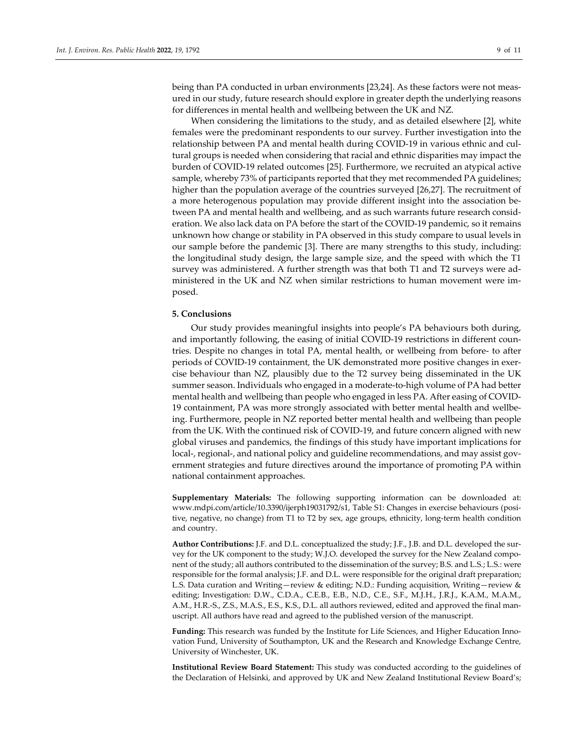being than PA conducted in urban environments [23,24]. As these factors were not measured in our study, future research should explore in greater depth the underlying reasons for differences in mental health and wellbeing between the UK and NZ.

When considering the limitations to the study, and as detailed elsewhere [2], white females were the predominant respondents to our survey. Further investigation into the relationship between PA and mental health during COVID-19 in various ethnic and cultural groups is needed when considering that racial and ethnic disparities may impact the burden of COVID-19 related outcomes [25]. Furthermore, we recruited an atypical active sample, whereby 73% of participants reported that they met recommended PA guidelines; higher than the population average of the countries surveyed [26,27]. The recruitment of a more heterogenous population may provide different insight into the association between PA and mental health and wellbeing, and as such warrants future research consideration. We also lack data on PA before the start of the COVID-19 pandemic, so it remains unknown how change or stability in PA observed in this study compare to usual levels in our sample before the pandemic [3]. There are many strengths to this study, including: the longitudinal study design, the large sample size, and the speed with which the T1 survey was administered. A further strength was that both T1 and T2 surveys were administered in the UK and NZ when similar restrictions to human movement were imposed.

## 5. Conclusions

Our study provides meaningful insights into people's PA behaviours both during, and importantly following, the easing of initial COVID-19 restrictions in different countries. Despite no changes in total PA, mental health, or wellbeing from before- to after periods of COVID-19 containment, the UK demonstrated more positive changes in exercise behaviour than NZ, plausibly due to the T2 survey being disseminated in the UK summer season. Individuals who engaged in a moderate-to-high volume of PA had better mental health and wellbeing than people who engaged in less PA. After easing of COVID-19 containment, PA was more strongly associated with better mental health and wellbeing. Furthermore, people in NZ reported better mental health and wellbeing than people from the UK. With the continued risk of COVID-19, and future concern aligned with new global viruses and pandemics, the findings of this study have important implications for local-, regional-, and national policy and guideline recommendations, and may assist government strategies and future directives around the importance of promoting PA within national containment approaches.

**Supplementary Materials:** The following supporting information can be downloaded at: www.mdpi.com/article/10.3390/ijerph19031792/s1, Table S1: Changes in exercise behaviours (positive, negative, no change) from T1 to T2 by sex, age groups, ethnicity, long-term health condition and country.

**Author Contributions:** J.F. and D.L. conceptualized the study; J.F., J.B. and D.L. developed the survey for the UK component to the study; W.J.O. developed the survey for the New Zealand component of the study; all authors contributed to the dissemination of the survey; B.S. and L.S.; L.S.: were responsible for the formal analysis; J.F. and D.L. were responsible for the original draft preparation; L.S. Data curation and Writing—review & editing; N.D.: Funding acquisition, Writing—review & editing; Investigation: D.W., C.D.A., C.E.B., E.B., N.D., C.E., S.F., M.J.H., J.R.J., K.A.M., M.A.M., A.M., H.R.-S., Z.S., M.A.S., E.S., K.S., D.L. all authors reviewed, edited and approved the final manuscript. All authors have read and agreed to the published version of the manuscript.

**Funding:** This research was funded by the Institute for Life Sciences, and Higher Education Innovation Fund, University of Southampton, UK and the Research and Knowledge Exchange Centre, University of Winchester, UK.

**Institutional Review Board Statement:** This study was conducted according to the guidelines of the Declaration of Helsinki, and approved by UK and New Zealand Institutional Review Board's;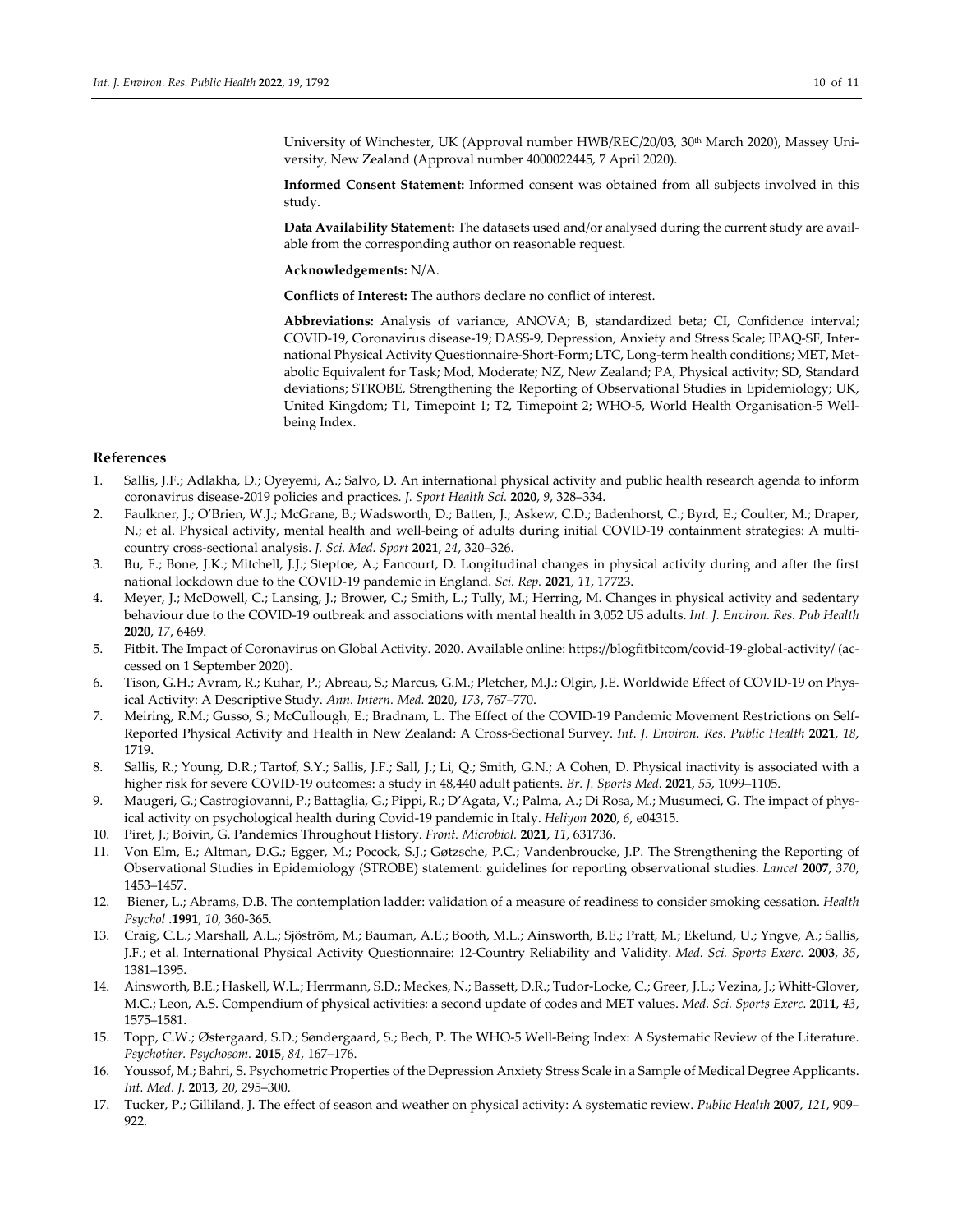University of Winchester, UK (Approval number HWB/REC/20/03, 30th March 2020), Massey University, New Zealand (Approval number 4000022445, 7 April 2020).

**Informed Consent Statement:** Informed consent was obtained from all subjects involved in this study.

**Data Availability Statement:** The datasets used and/or analysed during the current study are available from the corresponding author on reasonable request.

**Acknowledgements:** N/A.

**Conflicts of Interest:** The authors declare no conflict of interest.

**Abbreviations:** Analysis of variance, ANOVA; B, standardized beta; CI, Confidence interval; COVID-19, Coronavirus disease-19; DASS-9, Depression, Anxiety and Stress Scale; IPAQ-SF, International Physical Activity Questionnaire-Short-Form; LTC, Long-term health conditions; MET, Metabolic Equivalent for Task; Mod, Moderate; NZ, New Zealand; PA, Physical activity; SD, Standard deviations; STROBE, Strengthening the Reporting of Observational Studies in Epidemiology; UK, United Kingdom; T1, Timepoint 1; T2, Timepoint 2; WHO-5, World Health Organisation-5 Wellbeing Index.

## References

1. Sallis, J.F.; Adlakha, D.; Oyeyemi, A.; Salvo, D. An international physical activity and public health research agenda to inform coronavirus disease-2019 policies and practices. *J. Sport Health Sci.* **2020**, *9*, 328–334.
2. Faulkner, J.; O'Brien, W.J.; McGrane, B.; Wadsworth, D.; Batten, J.; Askew, C.D.; Badenhorst, C.; Byrd, E.; Coulter, M.; Draper, N.; et al. Physical activity, mental health and well-being of adults during initial COVID-19 containment strategies: A multi-country cross-sectional analysis. *J. Sci. Med. Sport* **2021**, *24*, 320–326.
3. Bu, F.; Bone, J.K.; Mitchell, J.J.; Steptoe, A.; Fancourt, D. Longitudinal changes in physical activity during and after the first national lockdown due to the COVID-19 pandemic in England. *Sci. Rep.* **2021**, *11*, 17723.
4. Meyer, J.; McDowell, C.; Lansing, J.; Brower, C.; Smith, L.; Tully, M.; Herring, M. Changes in physical activity and sedentary behaviour due to the COVID-19 outbreak and associations with mental health in 3,052 US adults. *Int. J. Environ. Res. Pub Health* **2020**, *17*, 6469.
5. Fitbit. The Impact of Coronavirus on Global Activity. 2020. Available online: https://blogfitbitcom/covid-19-global-activity/ (accessed on 1 September 2020).
6. Tison, G.H.; Avram, R.; Kuhar, P.; Abreau, S.; Marcus, G.M.; Pletcher, M.J.; Olgin, J.E. Worldwide Effect of COVID-19 on Physical Activity: A Descriptive Study. *Ann. Intern. Med.* **2020**, *173*, 767–770.
7. Meiring, R.M.; Gusso, S.; McCullough, E.; Bradnam, L. The Effect of the COVID-19 Pandemic Movement Restrictions on Self-Reported Physical Activity and Health in New Zealand: A Cross-Sectional Survey. *Int. J. Environ. Res. Public Health* **2021**, *18*, 1719.
8. Sallis, R.; Young, D.R.; Tartof, S.Y.; Sallis, J.F.; Sall, J.; Li, Q.; Smith, G.N.; A Cohen, D. Physical inactivity is associated with a higher risk for severe COVID-19 outcomes: a study in 48,440 adult patients. *Br. J. Sports Med.* **2021**, *55*, 1099–1105.
9. Maugeri, G.; Castrogiovanni, P.; Battaglia, G.; Pippi, R.; D'Agata, V.; Palma, A.; Di Rosa, M.; Musumeci, G. The impact of physical activity on psychological health during Covid-19 pandemic in Italy. *Heliyon* **2020**, *6*, e04315.
10. Piret, J.; Boivin, G. Pandemics Throughout History. *Front. Microbiol.* **2021**, *11*, 631736.
11. Von Elm, E.; Altman, D.G.; Egger, M.; Pocock, S.J.; Gøtzsche, P.C.; Vandenbroucke, J.P. The Strengthening the Reporting of Observational Studies in Epidemiology (STROBE) statement: guidelines for reporting observational studies. *Lancet* **2007**, *370*, 1453–1457.
12. Biener, L.; Abrams, D.B. The contemplation ladder: validation of a measure of readiness to consider smoking cessation. *Health Psychol* .**1991**, *10*, 360-365.
13. Craig, C.L.; Marshall, A.L.; Sjöström, M.; Bauman, A.E.; Booth, M.L.; Ainsworth, B.E.; Pratt, M.; Ekelund, U.; Yngve, A.; Sallis, J.F.; et al. International Physical Activity Questionnaire: 12-Country Reliability and Validity. *Med. Sci. Sports Exerc.* **2003**, *35*, 1381–1395.
14. Ainsworth, B.E.; Haskell, W.L.; Herrmann, S.D.; Meckes, N.; Bassett, D.R.; Tudor-Locke, C.; Greer, J.L.; Vezina, J.; Whitt-Glover, M.C.; Leon, A.S. Compendium of physical activities: a second update of codes and MET values. *Med. Sci. Sports Exerc.* **2011**, *43*, 1575–1581.
15. Topp, C.W.; Østergaard, S.D.; Søndergaard, S.; Bech, P. The WHO-5 Well-Being Index: A Systematic Review of the Literature. *Psychother. Psychosom.* **2015**, *84*, 167–176.
16. Youssof, M.; Bahri, S. Psychometric Properties of the Depression Anxiety Stress Scale in a Sample of Medical Degree Applicants. *Int. Med. J.* **2013**, *20*, 295–300.
17. Tucker, P.; Gilliland, J. The effect of season and weather on physical activity: A systematic review. *Public Health* **2007**, *121*, 909–922.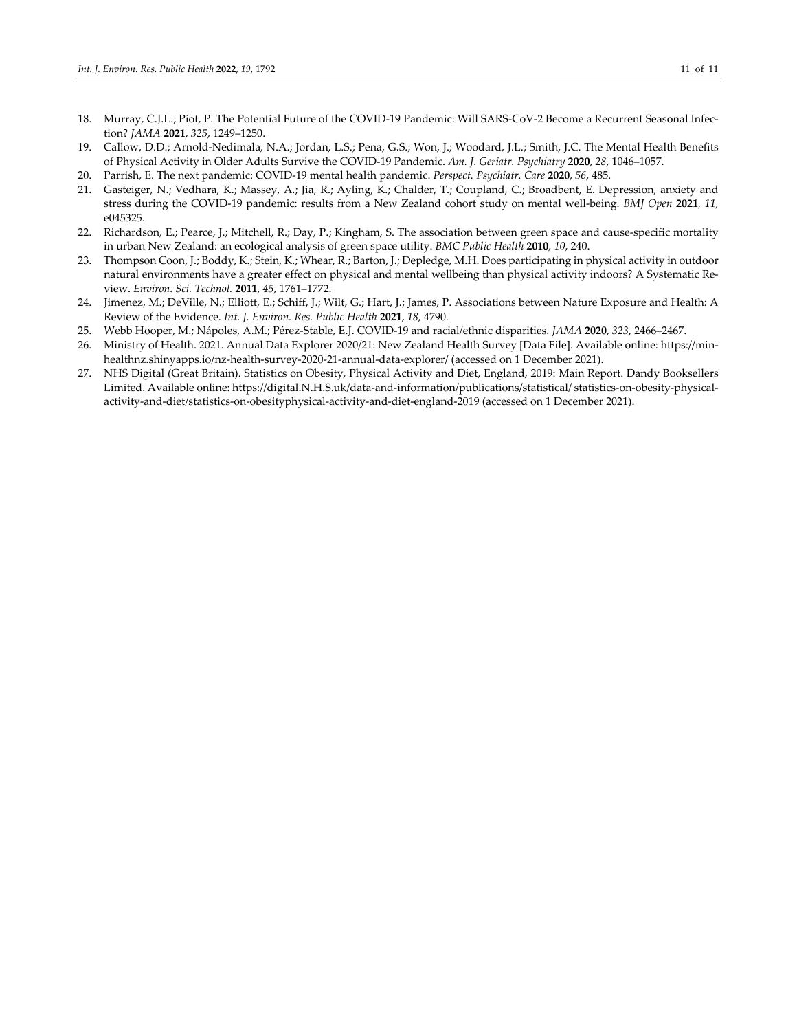18. Murray, C.J.L.; Piot, P. The Potential Future of the COVID-19 Pandemic: Will SARS-CoV-2 Become a Recurrent Seasonal Infection? *JAMA* **2021**, *325*, 1249–1250.
19. Callow, D.D.; Arnold-Nedimala, N.A.; Jordan, L.S.; Pena, G.S.; Won, J.; Woodard, J.L.; Smith, J.C. The Mental Health Benefits of Physical Activity in Older Adults Survive the COVID-19 Pandemic. *Am. J. Geriatr. Psychiatry* **2020**, *28*, 1046–1057.
20. Parrish, E. The next pandemic: COVID-19 mental health pandemic. *Perspect. Psychiatr. Care* **2020**, *56*, 485.
21. Gasteiger, N.; Vedhara, K.; Massey, A.; Jia, R.; Ayling, K.; Chalder, T.; Coupland, C.; Broadbent, E. Depression, anxiety and stress during the COVID-19 pandemic: results from a New Zealand cohort study on mental well-being. *BMJ Open* **2021**, *11*, e045325.
22. Richardson, E.; Pearce, J.; Mitchell, R.; Day, P.; Kingham, S. The association between green space and cause-specific mortality in urban New Zealand: an ecological analysis of green space utility. *BMC Public Health* **2010**, *10*, 240.
23. Thompson Coon, J.; Boddy, K.; Stein, K.; Whear, R.; Barton, J.; Depledge, M.H. Does participating in physical activity in outdoor natural environments have a greater effect on physical and mental wellbeing than physical activity indoors? A Systematic Review. *Environ. Sci. Technol.* **2011**, *45*, 1761–1772.
24. Jimenez, M.; DeVille, N.; Elliott, E.; Schiff, J.; Wilt, G.; Hart, J.; James, P. Associations between Nature Exposure and Health: A Review of the Evidence. *Int. J. Environ. Res. Public Health* **2021**, *18*, 4790.
25. Webb Hooper, M.; Nápoles, A.M.; Pérez-Stable, E.J. COVID-19 and racial/ethnic disparities. *JAMA* **2020**, *323*, 2466–2467.
26. Ministry of Health. 2021. Annual Data Explorer 2020/21: New Zealand Health Survey [Data File]. Available online: https://minhealthnz.shinyapps.io/nz-health-survey-2020-21-annual-data-explorer/ (accessed on 1 December 2021).
27. NHS Digital (Great Britain). Statistics on Obesity, Physical Activity and Diet, England, 2019: Main Report. Dandy Booksellers Limited. Available online: https://digital.N.H.S.uk/data-and-information/publications/statistical/ statistics-on-obesity-physical-activity-and-diet/statistics-on-obesityphysical-activity-and-diet-england-2019 (accessed on 1 December 2021).